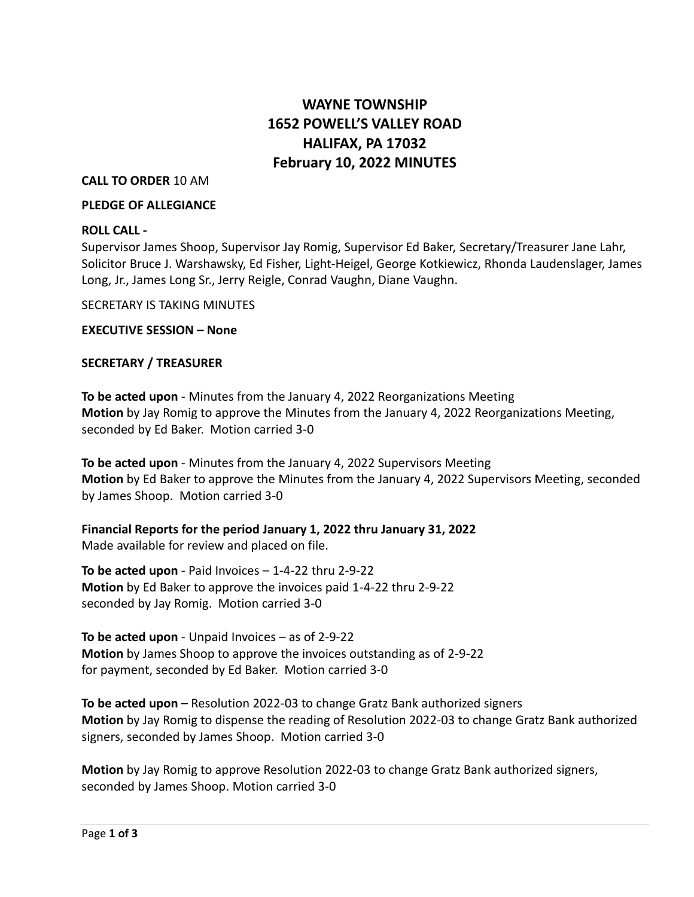# WAYNE TOWNSHIP
# 1652 POWELL'S VALLEY ROAD
# HALIFAX, PA 17032
# February 10, 2022 MINUTES

**CALL TO ORDER** 10 AM

**PLEDGE OF ALLEGIANCE**

**ROLL CALL -**
Supervisor James Shoop, Supervisor Jay Romig, Supervisor Ed Baker, Secretary/Treasurer Jane Lahr, Solicitor Bruce J. Warshawsky, Ed Fisher, Light-Heigel, George Kotkiewicz, Rhonda Laudenslager, James Long, Jr., James Long Sr., Jerry Reigle, Conrad Vaughn, Diane Vaughn.

SECRETARY IS TAKING MINUTES

**EXECUTIVE SESSION – None**

**SECRETARY / TREASURER**

**To be acted upon** - Minutes from the January 4, 2022 Reorganizations Meeting
**Motion** by Jay Romig to approve the Minutes from the January 4, 2022 Reorganizations Meeting, seconded by Ed Baker. Motion carried 3-0

**To be acted upon** - Minutes from the January 4, 2022 Supervisors Meeting
**Motion** by Ed Baker to approve the Minutes from the January 4, 2022 Supervisors Meeting, seconded by James Shoop. Motion carried 3-0

**Financial Reports for the period January 1, 2022 thru January 31, 2022**
Made available for review and placed on file.

**To be acted upon** - Paid Invoices – 1-4-22 thru 2-9-22
**Motion** by Ed Baker to approve the invoices paid 1-4-22 thru 2-9-22 seconded by Jay Romig. Motion carried 3-0

**To be acted upon** - Unpaid Invoices – as of 2-9-22
**Motion** by James Shoop to approve the invoices outstanding as of 2-9-22 for payment, seconded by Ed Baker. Motion carried 3-0

**To be acted upon** – Resolution 2022-03 to change Gratz Bank authorized signers
**Motion** by Jay Romig to dispense the reading of Resolution 2022-03 to change Gratz Bank authorized signers, seconded by James Shoop. Motion carried 3-0

**Motion** by Jay Romig to approve Resolution 2022-03 to change Gratz Bank authorized signers, seconded by James Shoop. Motion carried 3-0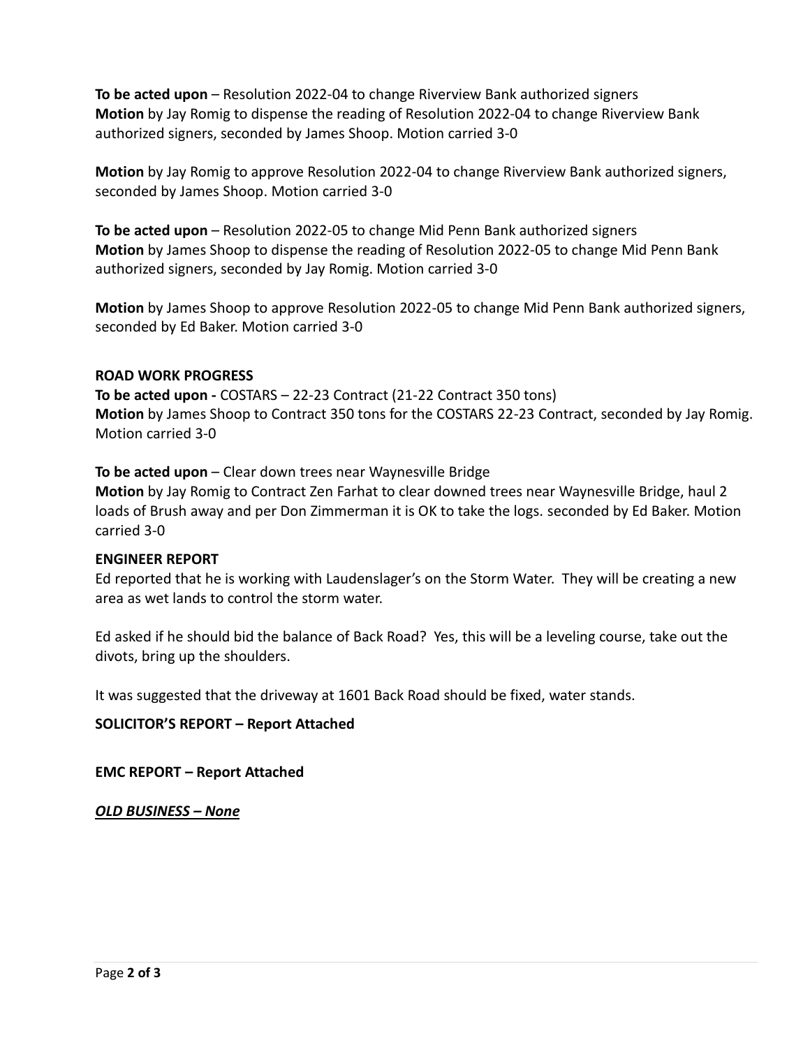**To be acted upon** – Resolution 2022-04 to change Riverview Bank authorized signers
**Motion** by Jay Romig to dispense the reading of Resolution 2022-04 to change Riverview Bank authorized signers, seconded by James Shoop. Motion carried 3-0

**Motion** by Jay Romig to approve Resolution 2022-04 to change Riverview Bank authorized signers, seconded by James Shoop. Motion carried 3-0

**To be acted upon** – Resolution 2022-05 to change Mid Penn Bank authorized signers
**Motion** by James Shoop to dispense the reading of Resolution 2022-05 to change Mid Penn Bank authorized signers, seconded by Jay Romig. Motion carried 3-0

**Motion** by James Shoop to approve Resolution 2022-05 to change Mid Penn Bank authorized signers, seconded by Ed Baker. Motion carried 3-0

**ROAD WORK PROGRESS**

**To be acted upon -** COSTARS – 22-23 Contract (21-22 Contract 350 tons)
**Motion** by James Shoop to Contract 350 tons for the COSTARS 22-23 Contract, seconded by Jay Romig. Motion carried 3-0

**To be acted upon** – Clear down trees near Waynesville Bridge
**Motion** by Jay Romig to Contract Zen Farhat to clear downed trees near Waynesville Bridge, haul 2 loads of Brush away and per Don Zimmerman it is OK to take the logs. seconded by Ed Baker. Motion carried 3-0

**ENGINEER REPORT**

Ed reported that he is working with Laudenslager's on the Storm Water. They will be creating a new area as wet lands to control the storm water.

Ed asked if he should bid the balance of Back Road? Yes, this will be a leveling course, take out the divots, bring up the shoulders.

It was suggested that the driveway at 1601 Back Road should be fixed, water stands.

**SOLICITOR'S REPORT – Report Attached**

**EMC REPORT – Report Attached**

***<u>OLD BUSINESS – None</u>***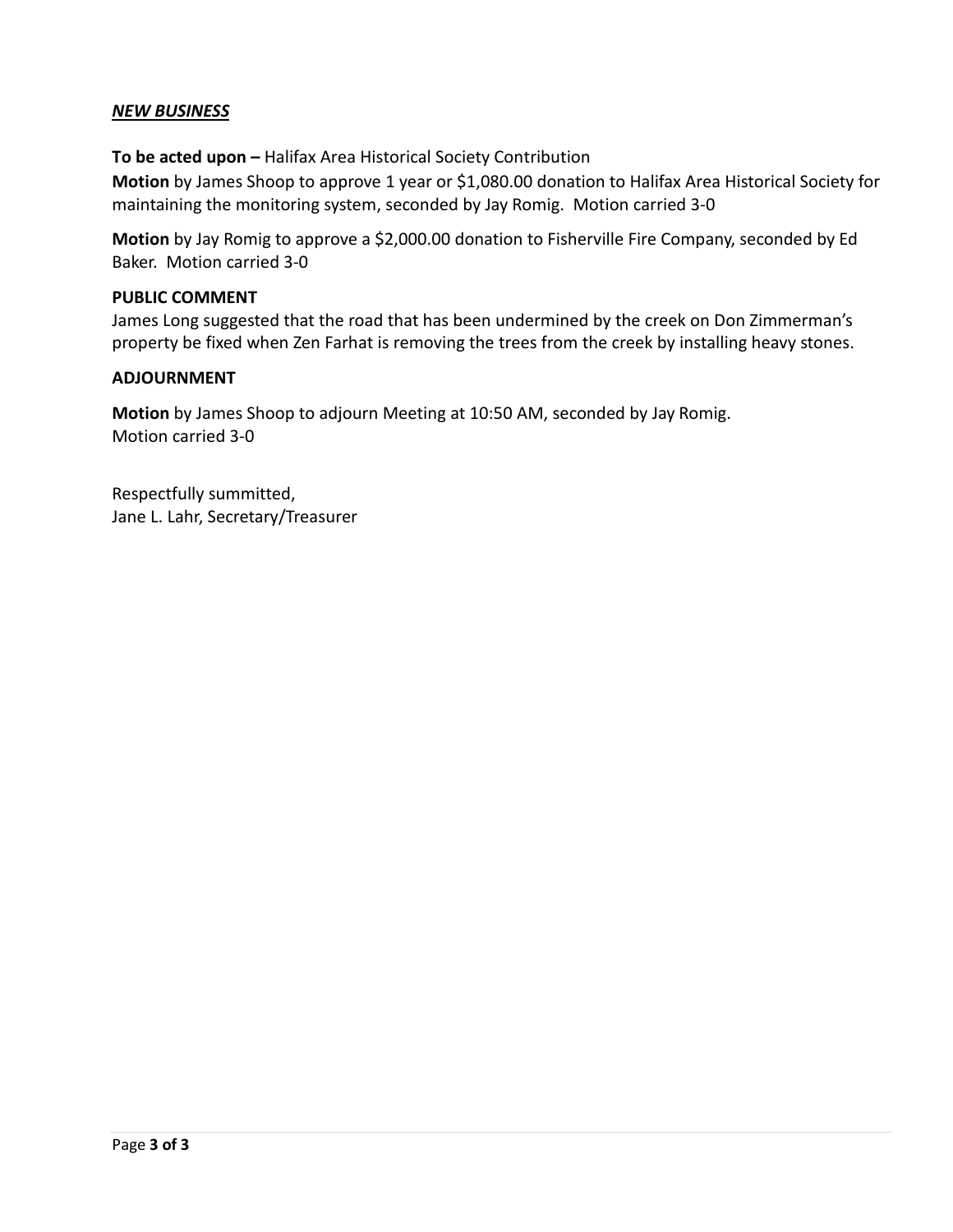***NEW BUSINESS***

**To be acted upon –** Halifax Area Historical Society Contribution

**Motion** by James Shoop to approve 1 year or $1,080.00 donation to Halifax Area Historical Society for maintaining the monitoring system, seconded by Jay Romig. Motion carried 3-0

**Motion** by Jay Romig to approve a $2,000.00 donation to Fisherville Fire Company, seconded by Ed Baker. Motion carried 3-0

**PUBLIC COMMENT**

James Long suggested that the road that has been undermined by the creek on Don Zimmerman's property be fixed when Zen Farhat is removing the trees from the creek by installing heavy stones.

**ADJOURNMENT**

**Motion** by James Shoop to adjourn Meeting at 10:50 AM, seconded by Jay Romig.
Motion carried 3-0

Respectfully summitted,
Jane L. Lahr, Secretary/Treasurer